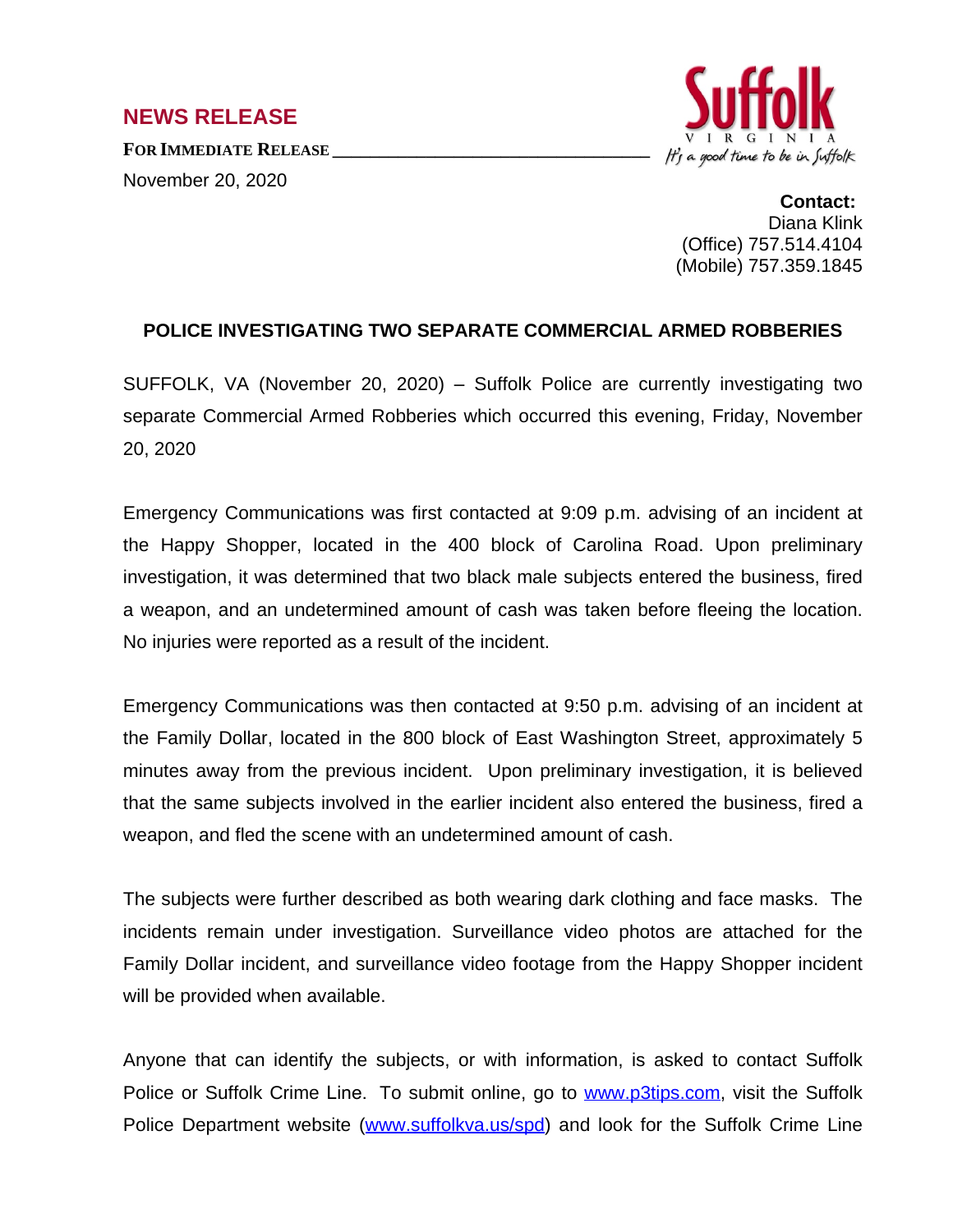## NEWS RELEASE

**FOR IMMEDIATE RELEASE**

November 20, 2020

Suffolk
VIRGINIA
It's a good time to be in Suffolk

**Contact:**
Diana Klink
(Office) 757.514.4104
(Mobile) 757.359.1845

### POLICE INVESTIGATING TWO SEPARATE COMMERCIAL ARMED ROBBERIES

SUFFOLK, VA (November 20, 2020) – Suffolk Police are currently investigating two separate Commercial Armed Robberies which occurred this evening, Friday, November 20, 2020

Emergency Communications was first contacted at 9:09 p.m. advising of an incident at the Happy Shopper, located in the 400 block of Carolina Road. Upon preliminary investigation, it was determined that two black male subjects entered the business, fired a weapon, and an undetermined amount of cash was taken before fleeing the location. No injuries were reported as a result of the incident.

Emergency Communications was then contacted at 9:50 p.m. advising of an incident at the Family Dollar, located in the 800 block of East Washington Street, approximately 5 minutes away from the previous incident. Upon preliminary investigation, it is believed that the same subjects involved in the earlier incident also entered the business, fired a weapon, and fled the scene with an undetermined amount of cash.

The subjects were further described as both wearing dark clothing and face masks. The incidents remain under investigation. Surveillance video photos are attached for the Family Dollar incident, and surveillance video footage from the Happy Shopper incident will be provided when available.

Anyone that can identify the subjects, or with information, is asked to contact Suffolk Police or Suffolk Crime Line. To submit online, go to www.p3tips.com, visit the Suffolk Police Department website (www.suffolkva.us/spd) and look for the Suffolk Crime Line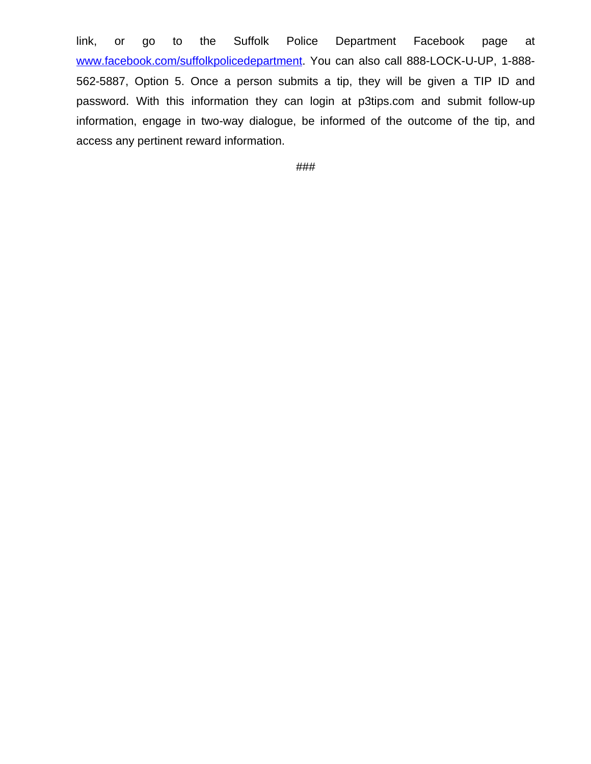link, or go to the Suffolk Police Department Facebook page at www.facebook.com/suffolkpolicedepartment. You can also call 888-LOCK-U-UP, 1-888-562-5887, Option 5. Once a person submits a tip, they will be given a TIP ID and password. With this information they can login at p3tips.com and submit follow-up information, engage in two-way dialogue, be informed of the outcome of the tip, and access any pertinent reward information.

###